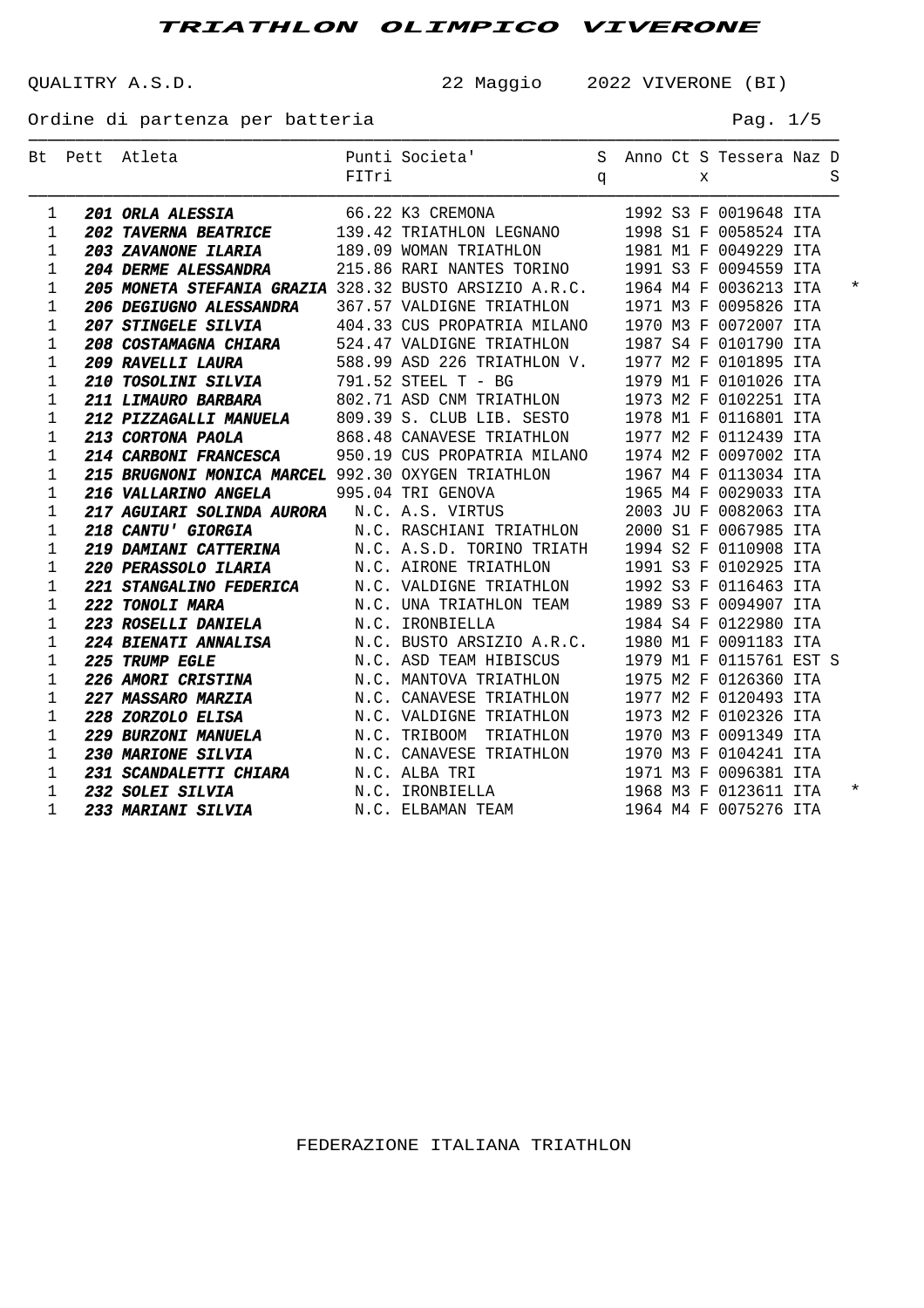# TRIATHLON OLIMPICO VIVERONE

QUALITRY A.S.D. 22 Maggio 2022 VIVERONE (BI)

Ordine di partenza per batteria

| Bt | Pett | Atleta | Punti FITri | Societa' | Sq | Anno | Ct | Sx | Tessera | Naz | DS |
|---|---|---|---|---|---|---|---|---|---|---|---|
| 1 | **201** | ***ORLA ALESSIA*** | 66.22 | K3 CREMONA | | 1992 | S3 | F | 0019648 | ITA | |
| 1 | **202** | ***TAVERNA BEATRICE*** | 139.42 | TRIATHLON LEGNANO | | 1998 | S1 | F | 0058524 | ITA | |
| 1 | **203** | ***ZAVANONE ILARIA*** | 189.09 | WOMAN TRIATHLON | | 1981 | M1 | F | 0049229 | ITA | |
| 1 | **204** | ***DERME ALESSANDRA*** | 215.86 | RARI NANTES TORINO | | 1991 | S3 | F | 0094559 | ITA | |
| 1 | **205** | ***MONETA STEFANIA GRAZIA*** | 328.32 | BUSTO ARSIZIO A.R.C. | | 1964 | M4 | F | 0036213 | ITA | * |
| 1 | **206** | ***DEGIUGNO ALESSANDRA*** | 367.57 | VALDIGNE TRIATHLON | | 1971 | M3 | F | 0095826 | ITA | |
| 1 | **207** | ***STINGELE SILVIA*** | 404.33 | CUS PROPATRIA MILANO | | 1970 | M3 | F | 0072007 | ITA | |
| 1 | **208** | ***COSTAMAGNA CHIARA*** | 524.47 | VALDIGNE TRIATHLON | | 1987 | S4 | F | 0101790 | ITA | |
| 1 | **209** | ***RAVELLI LAURA*** | 588.99 | ASD 226 TRIATHLON V. | | 1977 | M2 | F | 0101895 | ITA | |
| 1 | **210** | ***TOSOLINI SILVIA*** | 791.52 | STEEL T - BG | | 1979 | M1 | F | 0101026 | ITA | |
| 1 | **211** | ***LIMAURO BARBARA*** | 802.71 | ASD CNM TRIATHLON | | 1973 | M2 | F | 0102251 | ITA | |
| 1 | **212** | ***PIZZAGALLI MANUELA*** | 809.39 | S. CLUB LIB. SESTO | | 1978 | M1 | F | 0116801 | ITA | |
| 1 | **213** | ***CORTONA PAOLA*** | 868.48 | CANAVESE TRIATHLON | | 1977 | M2 | F | 0112439 | ITA | |
| 1 | **214** | ***CARBONI FRANCESCA*** | 950.19 | CUS PROPATRIA MILANO | | 1974 | M2 | F | 0097002 | ITA | |
| 1 | **215** | ***BRUGNONI MONICA MARCEL*** | 992.30 | OXYGEN TRIATHLON | | 1967 | M4 | F | 0113034 | ITA | |
| 1 | **216** | ***VALLARINO ANGELA*** | 995.04 | TRI GENOVA | | 1965 | M4 | F | 0029033 | ITA | |
| 1 | **217** | ***AGUIARI SOLINDA AURORA*** | N.C. | A.S. VIRTUS | | 2003 | JU | F | 0082063 | ITA | |
| 1 | **218** | ***CANTU' GIORGIA*** | N.C. | RASCHIANI TRIATHLON | | 2000 | S1 | F | 0067985 | ITA | |
| 1 | **219** | ***DAMIANI CATTERINA*** | N.C. | A.S.D. TORINO TRIATH | | 1994 | S2 | F | 0110908 | ITA | |
| 1 | **220** | ***PERASSOLO ILARIA*** | N.C. | AIRONE TRIATHLON | | 1991 | S3 | F | 0102925 | ITA | |
| 1 | **221** | ***STANGALINO FEDERICA*** | N.C. | VALDIGNE TRIATHLON | | 1992 | S3 | F | 0116463 | ITA | |
| 1 | **222** | ***TONOLI MARA*** | N.C. | UNA TRIATHLON TEAM | | 1989 | S3 | F | 0094907 | ITA | |
| 1 | **223** | ***ROSELLI DANIELA*** | N.C. | IRONBIELLA | | 1984 | S4 | F | 0122980 | ITA | |
| 1 | **224** | ***BIENATI ANNALISA*** | N.C. | BUSTO ARSIZIO A.R.C. | | 1980 | M1 | F | 0091183 | ITA | |
| 1 | **225** | ***TRUMP EGLE*** | N.C. | ASD TEAM HIBISCUS | | 1979 | M1 | F | 0115761 | EST | S |
| 1 | **226** | ***AMORI CRISTINA*** | N.C. | MANTOVA TRIATHLON | | 1975 | M2 | F | 0126360 | ITA | |
| 1 | **227** | ***MASSARO MARZIA*** | N.C. | CANAVESE TRIATHLON | | 1977 | M2 | F | 0120493 | ITA | |
| 1 | **228** | ***ZORZOLO ELISA*** | N.C. | VALDIGNE TRIATHLON | | 1973 | M2 | F | 0102326 | ITA | |
| 1 | **229** | ***BURZONI MANUELA*** | N.C. | TRIBOOM TRIATHLON | | 1970 | M3 | F | 0091349 | ITA | |
| 1 | **230** | ***MARIONE SILVIA*** | N.C. | CANAVESE TRIATHLON | | 1970 | M3 | F | 0104241 | ITA | |
| 1 | **231** | ***SCANDALETTI CHIARA*** | N.C. | ALBA TRI | | 1971 | M3 | F | 0096381 | ITA | |
| 1 | **232** | ***SOLEI SILVIA*** | N.C. | IRONBIELLA | | 1968 | M3 | F | 0123611 | ITA | * |
| 1 | **233** | ***MARIANI SILVIA*** | N.C. | ELBAMAN TEAM | | 1964 | M4 | F | 0075276 | ITA | |

FEDERAZIONE ITALIANA TRIATHLON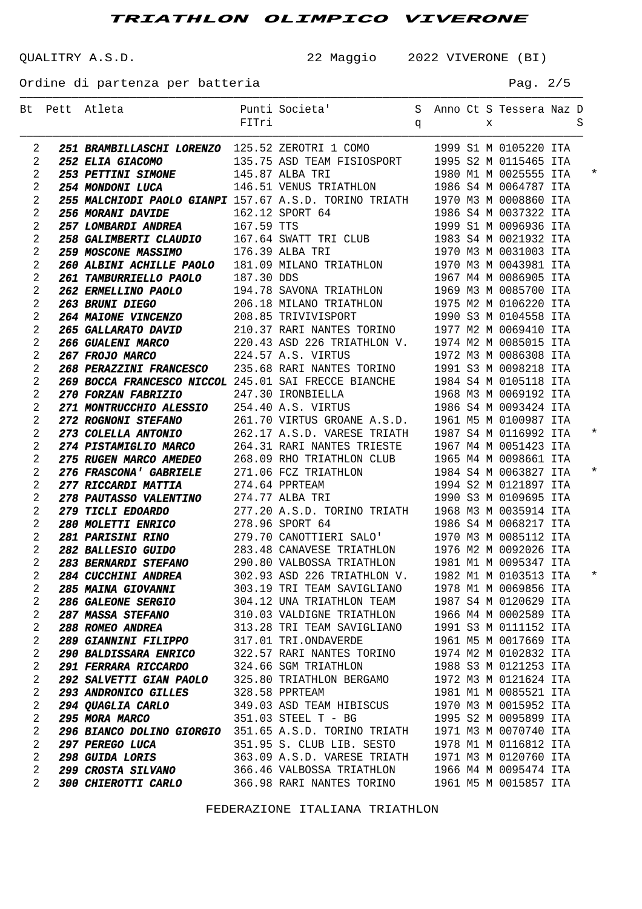# TRIATHLON OLIMPICO VIVERONE

QUALITRY A.S.D. 22 Maggio 2022 VIVERONE (BI)

Ordine di partenza per batteria

| Bt | Pett | Atleta | Punti FITri | Societa' | Sq | Anno | Ct | Sx | Tessera | Naz | DS |
|---|---|---|---|---|---|---|---|---|---|---|---|
| 2 | 251 | ***BRAMBILLASCHI LORENZO*** | 125.52 | ZEROTRI 1 COMO | | 1999 | S1 | M | 0105220 | ITA | |
| 2 | 252 | ***ELIA GIACOMO*** | 135.75 | ASD TEAM FISIOSPORT | | 1995 | S2 | M | 0115465 | ITA | |
| 2 | 253 | ***PETTINI SIMONE*** | 145.87 | ALBA TRI | | 1980 | M1 | M | 0025555 | ITA | * |
| 2 | 254 | ***MONDONI LUCA*** | 146.51 | VENUS TRIATHLON | | 1986 | S4 | M | 0064787 | ITA | |
| 2 | 255 | ***MALCHIODI PAOLO GIANPI*** | 157.67 | A.S.D. TORINO TRIATH | | 1970 | M3 | M | 0008860 | ITA | |
| 2 | 256 | ***MORANI DAVIDE*** | 162.12 | SPORT 64 | | 1986 | S4 | M | 0037322 | ITA | |
| 2 | 257 | ***LOMBARDI ANDREA*** | 167.59 | TTS | | 1999 | S1 | M | 0096936 | ITA | |
| 2 | 258 | ***GALIMBERTI CLAUDIO*** | 167.64 | SWATT TRI CLUB | | 1983 | S4 | M | 0021932 | ITA | |
| 2 | 259 | ***MOSCONE MASSIMO*** | 176.39 | ALBA TRI | | 1970 | M3 | M | 0031003 | ITA | |
| 2 | 260 | ***ALBINI ACHILLE PAOLO*** | 181.09 | MILANO TRIATHLON | | 1970 | M3 | M | 0043981 | ITA | |
| 2 | 261 | ***TAMBURRIELLO PAOLO*** | 187.30 | DDS | | 1967 | M4 | M | 0086905 | ITA | |
| 2 | 262 | ***ERMELLINO PAOLO*** | 194.78 | SAVONA TRIATHLON | | 1969 | M3 | M | 0085700 | ITA | |
| 2 | 263 | ***BRUNI DIEGO*** | 206.18 | MILANO TRIATHLON | | 1975 | M2 | M | 0106220 | ITA | |
| 2 | 264 | ***MAIONE VINCENZO*** | 208.85 | TRIVIVISPORT | | 1990 | S3 | M | 0104558 | ITA | |
| 2 | 265 | ***GALLARATO DAVID*** | 210.37 | RARI NANTES TORINO | | 1977 | M2 | M | 0069410 | ITA | |
| 2 | 266 | ***GUALENI MARCO*** | 220.43 | ASD 226 TRIATHLON V. | | 1974 | M2 | M | 0085015 | ITA | |
| 2 | 267 | ***FROJO MARCO*** | 224.57 | A.S. VIRTUS | | 1972 | M3 | M | 0086308 | ITA | |
| 2 | 268 | ***PERAZZINI FRANCESCO*** | 235.68 | RARI NANTES TORINO | | 1991 | S3 | M | 0098218 | ITA | |
| 2 | 269 | ***BOCCA FRANCESCO NICCOL*** | 245.01 | SAI FRECCE BIANCHE | | 1984 | S4 | M | 0105118 | ITA | |
| 2 | 270 | ***FORZAN FABRIZIO*** | 247.30 | IRONBIELLA | | 1968 | M3 | M | 0069192 | ITA | |
| 2 | 271 | ***MONTRUCCHIO ALESSIO*** | 254.40 | A.S. VIRTUS | | 1986 | S4 | M | 0093424 | ITA | |
| 2 | 272 | ***ROGNONI STEFANO*** | 261.70 | VIRTUS GROANE A.S.D. | | 1961 | M5 | M | 0100987 | ITA | |
| 2 | 273 | ***COLELLA ANTONIO*** | 262.17 | A.S.D. VARESE TRIATH | | 1987 | S4 | M | 0116992 | ITA | * |
| 2 | 274 | ***PISTAMIGLIO MARCO*** | 264.31 | RARI NANTES TRIESTE | | 1967 | M4 | M | 0051423 | ITA | |
| 2 | 275 | ***RUGEN MARCO AMEDEO*** | 268.09 | RHO TRIATHLON CLUB | | 1965 | M4 | M | 0098661 | ITA | |
| 2 | 276 | ***FRASCONA' GABRIELE*** | 271.06 | FCZ TRIATHLON | | 1984 | S4 | M | 0063827 | ITA | * |
| 2 | 277 | ***RICCARDI MATTIA*** | 274.64 | PPRTEAM | | 1994 | S2 | M | 0121897 | ITA | |
| 2 | 278 | ***PAUTASSO VALENTINO*** | 274.77 | ALBA TRI | | 1990 | S3 | M | 0109695 | ITA | |
| 2 | 279 | ***TICLI EDOARDO*** | 277.20 | A.S.D. TORINO TRIATH | | 1968 | M3 | M | 0035914 | ITA | |
| 2 | 280 | ***MOLETTI ENRICO*** | 278.96 | SPORT 64 | | 1986 | S4 | M | 0068217 | ITA | |
| 2 | 281 | ***PARISINI RINO*** | 279.70 | CANOTTIERI SALO' | | 1970 | M3 | M | 0085112 | ITA | |
| 2 | 282 | ***BALLESIO GUIDO*** | 283.48 | CANAVESE TRIATHLON | | 1976 | M2 | M | 0092026 | ITA | |
| 2 | 283 | ***BERNARDI STEFANO*** | 290.80 | VALBOSSA TRIATHLON | | 1981 | M1 | M | 0095347 | ITA | |
| 2 | 284 | ***CUCCHINI ANDREA*** | 302.93 | ASD 226 TRIATHLON V. | | 1982 | M1 | M | 0103513 | ITA | * |
| 2 | 285 | ***MAINA GIOVANNI*** | 303.19 | TRI TEAM SAVIGLIANO | | 1978 | M1 | M | 0069856 | ITA | |
| 2 | 286 | ***GALEONE SERGIO*** | 304.12 | UNA TRIATHLON TEAM | | 1987 | S4 | M | 0120629 | ITA | |
| 2 | 287 | ***MASSA STEFANO*** | 310.03 | VALDIGNE TRIATHLON | | 1966 | M4 | M | 0002589 | ITA | |
| 2 | 288 | ***ROMEO ANDREA*** | 313.28 | TRI TEAM SAVIGLIANO | | 1991 | S3 | M | 0111152 | ITA | |
| 2 | 289 | ***GIANNINI FILIPPO*** | 317.01 | TRI.ONDAVERDE | | 1961 | M5 | M | 0017669 | ITA | |
| 2 | 290 | ***BALDISSARA ENRICO*** | 322.57 | RARI NANTES TORINO | | 1974 | M2 | M | 0102832 | ITA | |
| 2 | 291 | ***FERRARA RICCARDO*** | 324.66 | SGM TRIATHLON | | 1988 | S3 | M | 0121253 | ITA | |
| 2 | 292 | ***SALVETTI GIAN PAOLO*** | 325.80 | TRIATHLON BERGAMO | | 1972 | M3 | M | 0121624 | ITA | |
| 2 | 293 | ***ANDRONICO GILLES*** | 328.58 | PPRTEAM | | 1981 | M1 | M | 0085521 | ITA | |
| 2 | 294 | ***QUAGLIA CARLO*** | 349.03 | ASD TEAM HIBISCUS | | 1970 | M3 | M | 0015952 | ITA | |
| 2 | 295 | ***MORA MARCO*** | 351.03 | STEEL T - BG | | 1995 | S2 | M | 0095899 | ITA | |
| 2 | 296 | ***BIANCO DOLINO GIORGIO*** | 351.65 | A.S.D. TORINO TRIATH | | 1971 | M3 | M | 0070740 | ITA | |
| 2 | 297 | ***PEREGO LUCA*** | 351.95 | S. CLUB LIB. SESTO | | 1978 | M1 | M | 0116812 | ITA | |
| 2 | 298 | ***GUIDA LORIS*** | 363.09 | A.S.D. VARESE TRIATH | | 1971 | M3 | M | 0120760 | ITA | |
| 2 | 299 | ***CROSTA SILVANO*** | 366.46 | VALBOSSA TRIATHLON | | 1966 | M4 | M | 0095474 | ITA | |
| 2 | 300 | ***CHIEROTTI CARLO*** | 366.98 | RARI NANTES TORINO | | 1961 | M5 | M | 0015857 | ITA | |

FEDERAZIONE ITALIANA TRIATHLON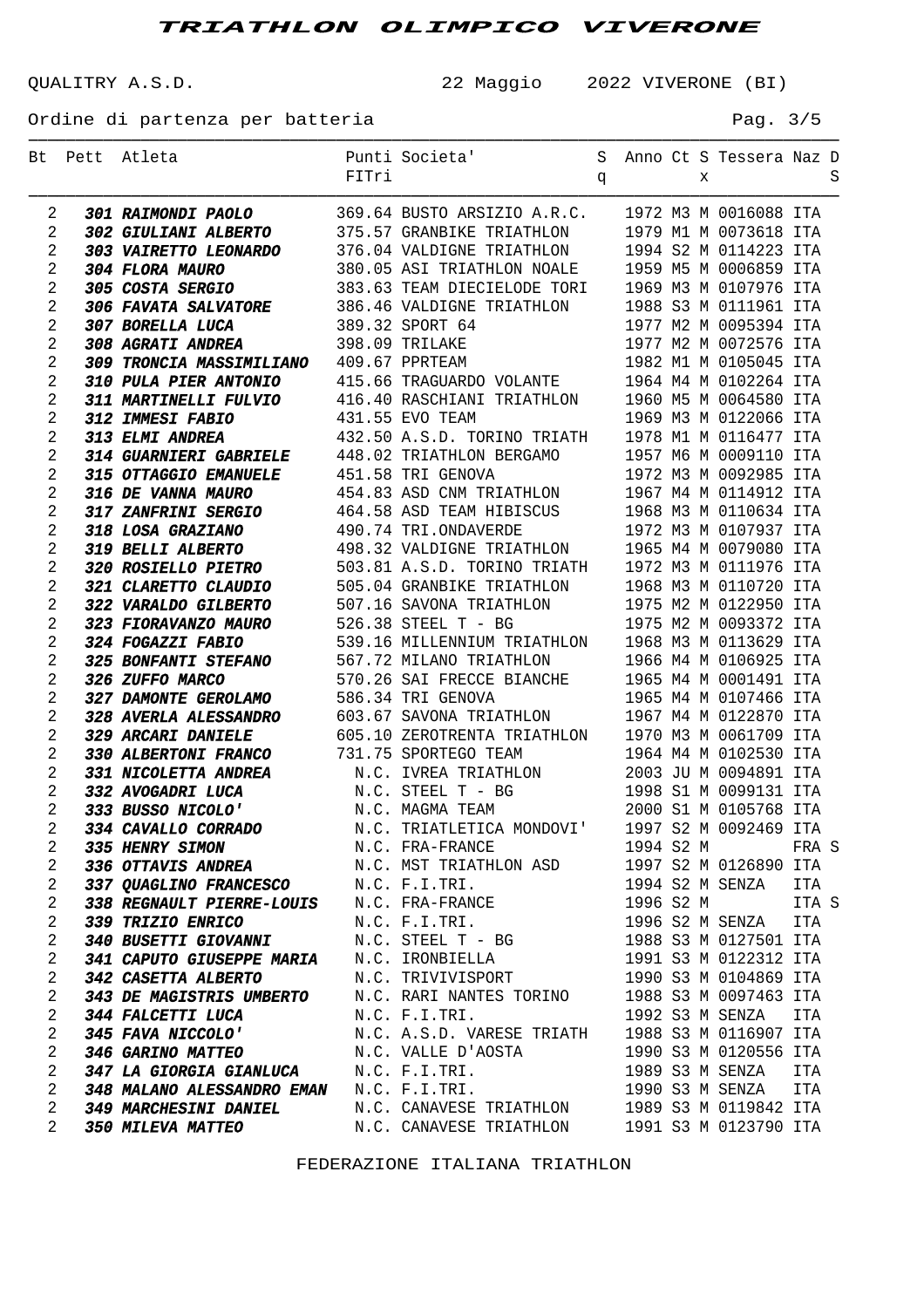# TRIATHLON OLIMPICO VIVERONE

QUALITRY A.S.D. 22 Maggio 2022 VIVERONE (BI)

Ordine di partenza per batteria

| Bt | Pett | Atleta | Punti FITri | Societa' | Sq | Anno | Ct | Sx | Tessera | Naz | DS |
|---|---|---|---|---|---|---|---|---|---|---|---|
| 2 | **301** | ***RAIMONDI PAOLO*** | 369.64 | BUSTO ARSIZIO A.R.C. | | 1972 | M3 | M | 0016088 | ITA | |
| 2 | **302** | ***GIULIANI ALBERTO*** | 375.57 | GRANBIKE TRIATHLON | | 1979 | M1 | M | 0073618 | ITA | |
| 2 | **303** | ***VAIRETTO LEONARDO*** | 376.04 | VALDIGNE TRIATHLON | | 1994 | S2 | M | 0114223 | ITA | |
| 2 | **304** | ***FLORA MAURO*** | 380.05 | ASI TRIATHLON NOALE | | 1959 | M5 | M | 0006859 | ITA | |
| 2 | **305** | ***COSTA SERGIO*** | 383.63 | TEAM DIECIELODE TORI | | 1969 | M3 | M | 0107976 | ITA | |
| 2 | **306** | ***FAVATA SALVATORE*** | 386.46 | VALDIGNE TRIATHLON | | 1988 | S3 | M | 0111961 | ITA | |
| 2 | **307** | ***BORELLA LUCA*** | 389.32 | SPORT 64 | | 1977 | M2 | M | 0095394 | ITA | |
| 2 | **308** | ***AGRATI ANDREA*** | 398.09 | TRILAKE | | 1977 | M2 | M | 0072576 | ITA | |
| 2 | **309** | ***TRONCIA MASSIMILIANO*** | 409.67 | PPRTEAM | | 1982 | M1 | M | 0105045 | ITA | |
| 2 | **310** | ***PULA PIER ANTONIO*** | 415.66 | TRAGUARDO VOLANTE | | 1964 | M4 | M | 0102264 | ITA | |
| 2 | **311** | ***MARTINELLI FULVIO*** | 416.40 | RASCHIANI TRIATHLON | | 1960 | M5 | M | 0064580 | ITA | |
| 2 | **312** | ***IMMESI FABIO*** | 431.55 | EVO TEAM | | 1969 | M3 | M | 0122066 | ITA | |
| 2 | **313** | ***ELMI ANDREA*** | 432.50 | A.S.D. TORINO TRIATH | | 1978 | M1 | M | 0116477 | ITA | |
| 2 | **314** | ***GUARNIERI GABRIELE*** | 448.02 | TRIATHLON BERGAMO | | 1957 | M6 | M | 0009110 | ITA | |
| 2 | **315** | ***OTTAGGIO EMANUELE*** | 451.58 | TRI GENOVA | | 1972 | M3 | M | 0092985 | ITA | |
| 2 | **316** | ***DE VANNA MAURO*** | 454.83 | ASD CNM TRIATHLON | | 1967 | M4 | M | 0114912 | ITA | |
| 2 | **317** | ***ZANFRINI SERGIO*** | 464.58 | ASD TEAM HIBISCUS | | 1968 | M3 | M | 0110634 | ITA | |
| 2 | **318** | ***LOSA GRAZIANO*** | 490.74 | TRI.ONDAVERDE | | 1972 | M3 | M | 0107937 | ITA | |
| 2 | **319** | ***BELLI ALBERTO*** | 498.32 | VALDIGNE TRIATHLON | | 1965 | M4 | M | 0079080 | ITA | |
| 2 | **320** | ***ROSIELLO PIETRO*** | 503.81 | A.S.D. TORINO TRIATH | | 1972 | M3 | M | 0111976 | ITA | |
| 2 | **321** | ***CLARETTO CLAUDIO*** | 505.04 | GRANBIKE TRIATHLON | | 1968 | M3 | M | 0110720 | ITA | |
| 2 | **322** | ***VARALDO GILBERTO*** | 507.16 | SAVONA TRIATHLON | | 1975 | M2 | M | 0122950 | ITA | |
| 2 | **323** | ***FIORAVANZO MAURO*** | 526.38 | STEEL T - BG | | 1975 | M2 | M | 0093372 | ITA | |
| 2 | **324** | ***FOGAZZI FABIO*** | 539.16 | MILLENNIUM TRIATHLON | | 1968 | M3 | M | 0113629 | ITA | |
| 2 | **325** | ***BONFANTI STEFANO*** | 567.72 | MILANO TRIATHLON | | 1966 | M4 | M | 0106925 | ITA | |
| 2 | **326** | ***ZUFFO MARCO*** | 570.26 | SAI FRECCE BIANCHE | | 1965 | M4 | M | 0001491 | ITA | |
| 2 | **327** | ***DAMONTE GEROLAMO*** | 586.34 | TRI GENOVA | | 1965 | M4 | M | 0107466 | ITA | |
| 2 | **328** | ***AVERLA ALESSANDRO*** | 603.67 | SAVONA TRIATHLON | | 1967 | M4 | M | 0122870 | ITA | |
| 2 | **329** | ***ARCARI DANIELE*** | 605.10 | ZEROTRENTA TRIATHLON | | 1970 | M3 | M | 0061709 | ITA | |
| 2 | **330** | ***ALBERTONI FRANCO*** | 731.75 | SPORTEGO TEAM | | 1964 | M4 | M | 0102530 | ITA | |
| 2 | **331** | ***NICOLETTA ANDREA*** | N.C. | IVREA TRIATHLON | | 2003 | JU | M | 0094891 | ITA | |
| 2 | **332** | ***AVOGADRI LUCA*** | N.C. | STEEL T - BG | | 1998 | S1 | M | 0099131 | ITA | |
| 2 | **333** | ***BUSSO NICOLO'*** | N.C. | MAGMA TEAM | | 2000 | S1 | M | 0105768 | ITA | |
| 2 | **334** | ***CAVALLO CORRADO*** | N.C. | TRIATLETICA MONDOVI' | | 1997 | S2 | M | 0092469 | ITA | |
| 2 | **335** | ***HENRY SIMON*** | N.C. | FRA-FRANCE | | 1994 | S2 | M | | FRA | S |
| 2 | **336** | ***OTTAVIS ANDREA*** | N.C. | MST TRIATHLON ASD | | 1997 | S2 | M | 0126890 | ITA | |
| 2 | **337** | ***QUAGLINO FRANCESCO*** | N.C. | F.I.TRI. | | 1994 | S2 | M | SENZA | ITA | |
| 2 | **338** | ***REGNAULT PIERRE-LOUIS*** | N.C. | FRA-FRANCE | | 1996 | S2 | M | | ITA | S |
| 2 | **339** | ***TRIZIO ENRICO*** | N.C. | F.I.TRI. | | 1996 | S2 | M | SENZA | ITA | |
| 2 | **340** | ***BUSETTI GIOVANNI*** | N.C. | STEEL T - BG | | 1988 | S3 | M | 0127501 | ITA | |
| 2 | **341** | ***CAPUTO GIUSEPPE MARIA*** | N.C. | IRONBIELLA | | 1991 | S3 | M | 0122312 | ITA | |
| 2 | **342** | ***CASETTA ALBERTO*** | N.C. | TRIVIVISPORT | | 1990 | S3 | M | 0104869 | ITA | |
| 2 | **343** | ***DE MAGISTRIS UMBERTO*** | N.C. | RARI NANTES TORINO | | 1988 | S3 | M | 0097463 | ITA | |
| 2 | **344** | ***FALCETTI LUCA*** | N.C. | F.I.TRI. | | 1992 | S3 | M | SENZA | ITA | |
| 2 | **345** | ***FAVA NICCOLO'*** | N.C. | A.S.D. VARESE TRIATH | | 1988 | S3 | M | 0116907 | ITA | |
| 2 | **346** | ***GARINO MATTEO*** | N.C. | VALLE D'AOSTA | | 1990 | S3 | M | 0120556 | ITA | |
| 2 | **347** | ***LA GIORGIA GIANLUCA*** | N.C. | F.I.TRI. | | 1989 | S3 | M | SENZA | ITA | |
| 2 | **348** | ***MALANO ALESSANDRO EMAN*** | N.C. | F.I.TRI. | | 1990 | S3 | M | SENZA | ITA | |
| 2 | **349** | ***MARCHESINI DANIEL*** | N.C. | CANAVESE TRIATHLON | | 1989 | S3 | M | 0119842 | ITA | |
| 2 | **350** | ***MILEVA MATTEO*** | N.C. | CANAVESE TRIATHLON | | 1991 | S3 | M | 0123790 | ITA | |

FEDERAZIONE ITALIANA TRIATHLON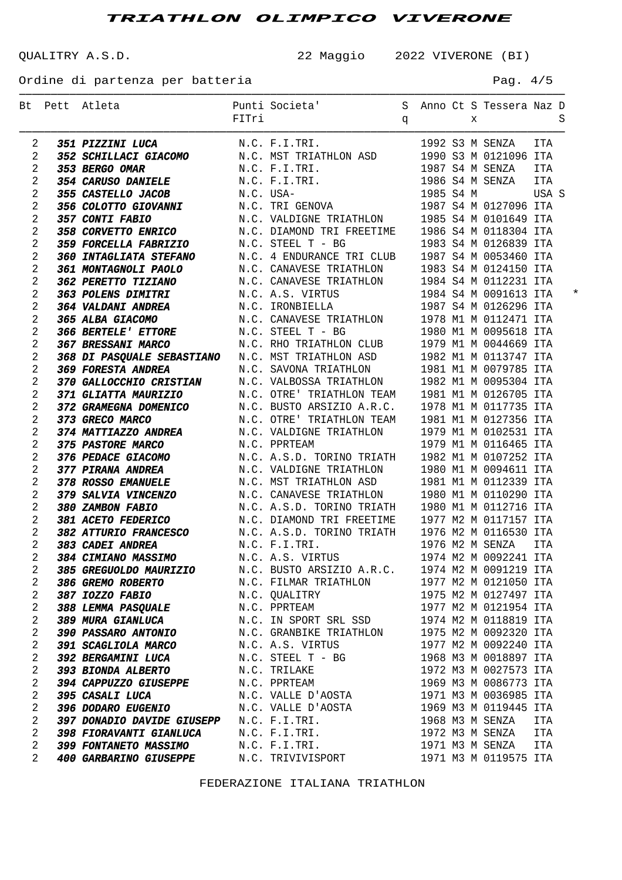# TRIATHLON OLIMPICO VIVERONE

QUALITRY A.S.D. 22 Maggio 2022 VIVERONE (BI)

Ordine di partenza per batteria

| Bt | Pett | Atleta | Punti FITri | Societa' | Sq | Anno | Ct | Sx | Tessera | Naz | DS |
|---|---|---|---|---|---|---|---|---|---|---|---|
| 2 | **351** | ***PIZZINI LUCA*** | N.C. | F.I.TRI. | | 1992 | S3 | M | SENZA | ITA | |
| 2 | **352** | ***SCHILLACI GIACOMO*** | N.C. | MST TRIATHLON ASD | | 1990 | S3 | M | 0121096 | ITA | |
| 2 | **353** | ***BERGO OMAR*** | N.C. | F.I.TRI. | | 1987 | S4 | M | SENZA | ITA | |
| 2 | **354** | ***CARUSO DANIELE*** | N.C. | F.I.TRI. | | 1986 | S4 | M | SENZA | ITA | |
| 2 | **355** | ***CASTELLO JACOB*** | N.C. | USA- | | 1985 | S4 | M | | USA | S |
| 2 | **356** | ***COLOTTO GIOVANNI*** | N.C. | TRI GENOVA | | 1987 | S4 | M | 0127096 | ITA | |
| 2 | **357** | ***CONTI FABIO*** | N.C. | VALDIGNE TRIATHLON | | 1985 | S4 | M | 0101649 | ITA | |
| 2 | **358** | ***CORVETTO ENRICO*** | N.C. | DIAMOND TRI FREETIME | | 1986 | S4 | M | 0118304 | ITA | |
| 2 | **359** | ***FORCELLA FABRIZIO*** | N.C. | STEEL T - BG | | 1983 | S4 | M | 0126839 | ITA | |
| 2 | **360** | ***INTAGLIATA STEFANO*** | N.C. | 4 ENDURANCE TRI CLUB | | 1987 | S4 | M | 0053460 | ITA | |
| 2 | **361** | ***MONTAGNOLI PAOLO*** | N.C. | CANAVESE TRIATHLON | | 1983 | S4 | M | 0124150 | ITA | |
| 2 | **362** | ***PERETTO TIZIANO*** | N.C. | CANAVESE TRIATHLON | | 1984 | S4 | M | 0112231 | ITA | |
| 2 | **363** | ***POLENS DIMITRI*** | N.C. | A.S. VIRTUS | | 1984 | S4 | M | 0091613 | ITA | * |
| 2 | **364** | ***VALDANI ANDREA*** | N.C. | IRONBIELLA | | 1987 | S4 | M | 0126296 | ITA | |
| 2 | **365** | ***ALBA GIACOMO*** | N.C. | CANAVESE TRIATHLON | | 1978 | M1 | M | 0112471 | ITA | |
| 2 | **366** | ***BERTELE' ETTORE*** | N.C. | STEEL T - BG | | 1980 | M1 | M | 0095618 | ITA | |
| 2 | **367** | ***BRESSANI MARCO*** | N.C. | RHO TRIATHLON CLUB | | 1979 | M1 | M | 0044669 | ITA | |
| 2 | **368** | ***DI PASQUALE SEBASTIANO*** | N.C. | MST TRIATHLON ASD | | 1982 | M1 | M | 0113747 | ITA | |
| 2 | **369** | ***FORESTA ANDREA*** | N.C. | SAVONA TRIATHLON | | 1981 | M1 | M | 0079785 | ITA | |
| 2 | **370** | ***GALLOCCHIO CRISTIAN*** | N.C. | VALBOSSA TRIATHLON | | 1982 | M1 | M | 0095304 | ITA | |
| 2 | **371** | ***GLIATTA MAURIZIO*** | N.C. | OTRE' TRIATHLON TEAM | | 1981 | M1 | M | 0126705 | ITA | |
| 2 | **372** | ***GRAMEGNA DOMENICO*** | N.C. | BUSTO ARSIZIO A.R.C. | | 1978 | M1 | M | 0117735 | ITA | |
| 2 | **373** | ***GRECO MARCO*** | N.C. | OTRE' TRIATHLON TEAM | | 1981 | M1 | M | 0127356 | ITA | |
| 2 | **374** | ***MATTIAZZO ANDREA*** | N.C. | VALDIGNE TRIATHLON | | 1979 | M1 | M | 0102531 | ITA | |
| 2 | **375** | ***PASTORE MARCO*** | N.C. | PPRTEAM | | 1979 | M1 | M | 0116465 | ITA | |
| 2 | **376** | ***PEDACE GIACOMO*** | N.C. | A.S.D. TORINO TRIATH | | 1982 | M1 | M | 0107252 | ITA | |
| 2 | **377** | ***PIRANA ANDREA*** | N.C. | VALDIGNE TRIATHLON | | 1980 | M1 | M | 0094611 | ITA | |
| 2 | **378** | ***ROSSO EMANUELE*** | N.C. | MST TRIATHLON ASD | | 1981 | M1 | M | 0112339 | ITA | |
| 2 | **379** | ***SALVIA VINCENZO*** | N.C. | CANAVESE TRIATHLON | | 1980 | M1 | M | 0110290 | ITA | |
| 2 | **380** | ***ZAMBON FABIO*** | N.C. | A.S.D. TORINO TRIATH | | 1980 | M1 | M | 0112716 | ITA | |
| 2 | **381** | ***ACETO FEDERICO*** | N.C. | DIAMOND TRI FREETIME | | 1977 | M2 | M | 0117157 | ITA | |
| 2 | **382** | ***ATTURIO FRANCESCO*** | N.C. | A.S.D. TORINO TRIATH | | 1976 | M2 | M | 0116530 | ITA | |
| 2 | **383** | ***CADEI ANDREA*** | N.C. | F.I.TRI. | | 1976 | M2 | M | SENZA | ITA | |
| 2 | **384** | ***CIMIANO MASSIMO*** | N.C. | A.S. VIRTUS | | 1974 | M2 | M | 0092241 | ITA | |
| 2 | **385** | ***GREGUOLDO MAURIZIO*** | N.C. | BUSTO ARSIZIO A.R.C. | | 1974 | M2 | M | 0091219 | ITA | |
| 2 | **386** | ***GREMO ROBERTO*** | N.C. | FILMAR TRIATHLON | | 1977 | M2 | M | 0121050 | ITA | |
| 2 | **387** | ***IOZZO FABIO*** | N.C. | QUALITRY | | 1975 | M2 | M | 0127497 | ITA | |
| 2 | **388** | ***LEMMA PASQUALE*** | N.C. | PPRTEAM | | 1977 | M2 | M | 0121954 | ITA | |
| 2 | **389** | ***MURA GIANLUCA*** | N.C. | IN SPORT SRL SSD | | 1974 | M2 | M | 0118819 | ITA | |
| 2 | **390** | ***PASSARO ANTONIO*** | N.C. | GRANBIKE TRIATHLON | | 1975 | M2 | M | 0092320 | ITA | |
| 2 | **391** | ***SCAGLIOLA MARCO*** | N.C. | A.S. VIRTUS | | 1977 | M2 | M | 0092240 | ITA | |
| 2 | **392** | ***BERGAMINI LUCA*** | N.C. | STEEL T - BG | | 1968 | M3 | M | 0018897 | ITA | |
| 2 | **393** | ***BIONDA ALBERTO*** | N.C. | TRILAKE | | 1972 | M3 | M | 0027573 | ITA | |
| 2 | **394** | ***CAPPUZZO GIUSEPPE*** | N.C. | PPRTEAM | | 1969 | M3 | M | 0086773 | ITA | |
| 2 | **395** | ***CASALI LUCA*** | N.C. | VALLE D'AOSTA | | 1971 | M3 | M | 0036985 | ITA | |
| 2 | **396** | ***DODARO EUGENIO*** | N.C. | VALLE D'AOSTA | | 1969 | M3 | M | 0119445 | ITA | |
| 2 | **397** | ***DONADIO DAVIDE GIUSEPP*** | N.C. | F.I.TRI. | | 1968 | M3 | M | SENZA | ITA | |
| 2 | **398** | ***FIORAVANTI GIANLUCA*** | N.C. | F.I.TRI. | | 1972 | M3 | M | SENZA | ITA | |
| 2 | **399** | ***FONTANETO MASSIMO*** | N.C. | F.I.TRI. | | 1971 | M3 | M | SENZA | ITA | |
| 2 | **400** | ***GARBARINO GIUSEPPE*** | N.C. | TRIVIVISPORT | | 1971 | M3 | M | 0119575 | ITA | |

FEDERAZIONE ITALIANA TRIATHLON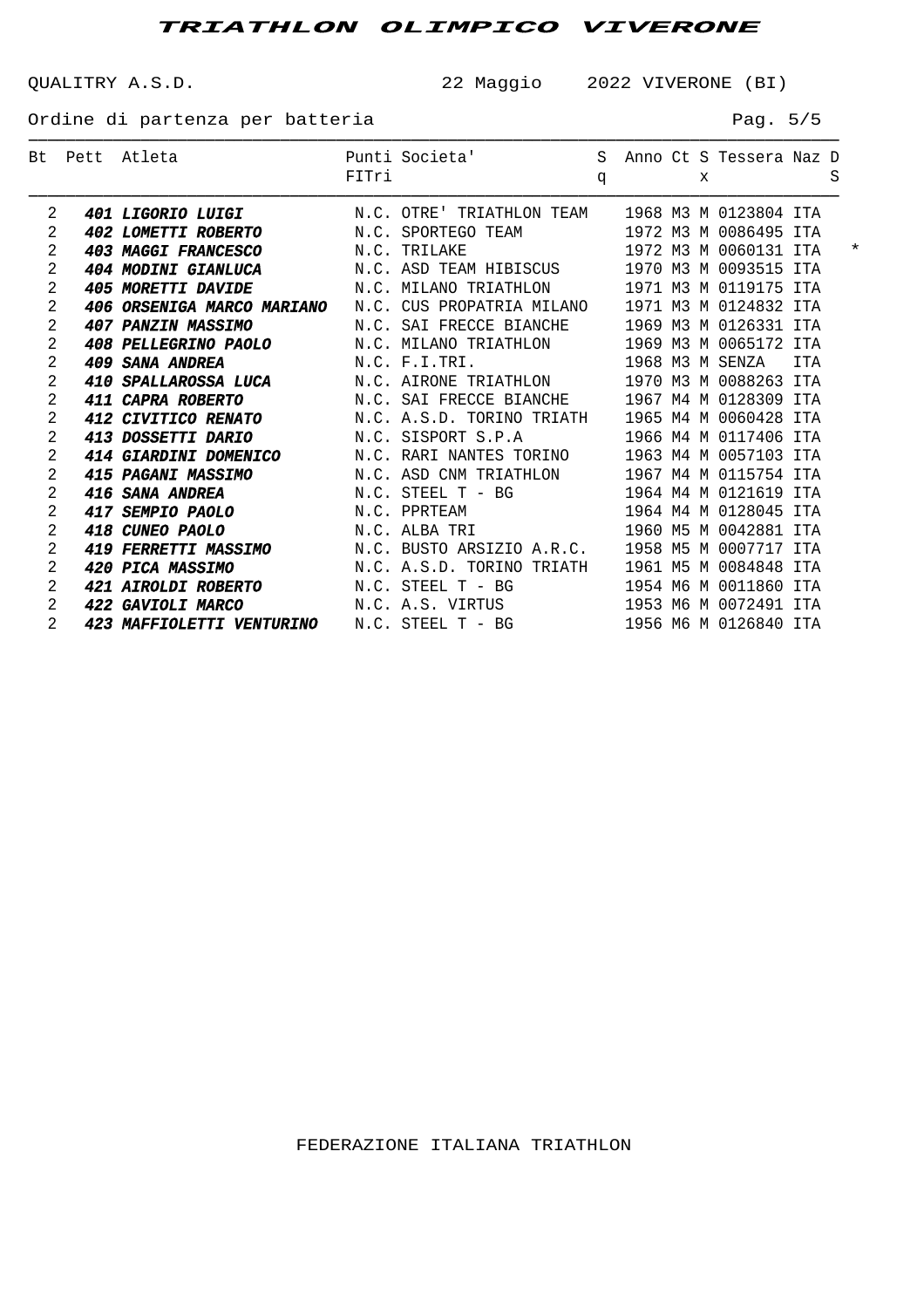# TRIATHLON OLIMPICO VIVERONE

QUALITRY A.S.D. 22 Maggio 2022 VIVERONE (BI)

Ordine di partenza per batteria

| Bt | Pett | Atleta | Punti FITri | Societa' | Sq | Anno | Ct | Sx | Tessera | Naz | DS |
|---|---|---|---|---|---|---|---|---|---|---|---|
| 2 | **401** | **LIGORIO LUIGI** | N.C. | OTRE' TRIATHLON TEAM | | 1968 | M3 | M | 0123804 | ITA | |
| 2 | **402** | **LOMETTI ROBERTO** | N.C. | SPORTEGO TEAM | | 1972 | M3 | M | 0086495 | ITA | |
| 2 | **403** | **MAGGI FRANCESCO** | N.C. | TRILAKE | | 1972 | M3 | M | 0060131 | ITA | * |
| 2 | **404** | **MODINI GIANLUCA** | N.C. | ASD TEAM HIBISCUS | | 1970 | M3 | M | 0093515 | ITA | |
| 2 | **405** | **MORETTI DAVIDE** | N.C. | MILANO TRIATHLON | | 1971 | M3 | M | 0119175 | ITA | |
| 2 | **406** | **ORSENIGA MARCO MARIANO** | N.C. | CUS PROPATRIA MILANO | | 1971 | M3 | M | 0124832 | ITA | |
| 2 | **407** | **PANZIN MASSIMO** | N.C. | SAI FRECCE BIANCHE | | 1969 | M3 | M | 0126331 | ITA | |
| 2 | **408** | **PELLEGRINO PAOLO** | N.C. | MILANO TRIATHLON | | 1969 | M3 | M | 0065172 | ITA | |
| 2 | **409** | **SANA ANDREA** | N.C. | F.I.TRI. | | 1968 | M3 | M | SENZA | ITA | |
| 2 | **410** | **SPALLAROSSA LUCA** | N.C. | AIRONE TRIATHLON | | 1970 | M3 | M | 0088263 | ITA | |
| 2 | **411** | **CAPRA ROBERTO** | N.C. | SAI FRECCE BIANCHE | | 1967 | M4 | M | 0128309 | ITA | |
| 2 | **412** | **CIVITICO RENATO** | N.C. | A.S.D. TORINO TRIATH | | 1965 | M4 | M | 0060428 | ITA | |
| 2 | **413** | **DOSSETTI DARIO** | N.C. | SISPORT S.P.A | | 1966 | M4 | M | 0117406 | ITA | |
| 2 | **414** | **GIARDINI DOMENICO** | N.C. | RARI NANTES TORINO | | 1963 | M4 | M | 0057103 | ITA | |
| 2 | **415** | **PAGANI MASSIMO** | N.C. | ASD CNM TRIATHLON | | 1967 | M4 | M | 0115754 | ITA | |
| 2 | **416** | **SANA ANDREA** | N.C. | STEEL T - BG | | 1964 | M4 | M | 0121619 | ITA | |
| 2 | **417** | **SEMPIO PAOLO** | N.C. | PPRTEAM | | 1964 | M4 | M | 0128045 | ITA | |
| 2 | **418** | **CUNEO PAOLO** | N.C. | ALBA TRI | | 1960 | M5 | M | 0042881 | ITA | |
| 2 | **419** | **FERRETTI MASSIMO** | N.C. | BUSTO ARSIZIO A.R.C. | | 1958 | M5 | M | 0007717 | ITA | |
| 2 | **420** | **PICA MASSIMO** | N.C. | A.S.D. TORINO TRIATH | | 1961 | M5 | M | 0084848 | ITA | |
| 2 | **421** | **AIROLDI ROBERTO** | N.C. | STEEL T - BG | | 1954 | M6 | M | 0011860 | ITA | |
| 2 | **422** | **GAVIOLI MARCO** | N.C. | A.S. VIRTUS | | 1953 | M6 | M | 0072491 | ITA | |
| 2 | **423** | **MAFFIOLETTI VENTURINO** | N.C. | STEEL T - BG | | 1956 | M6 | M | 0126840 | ITA | |

FEDERAZIONE ITALIANA TRIATHLON